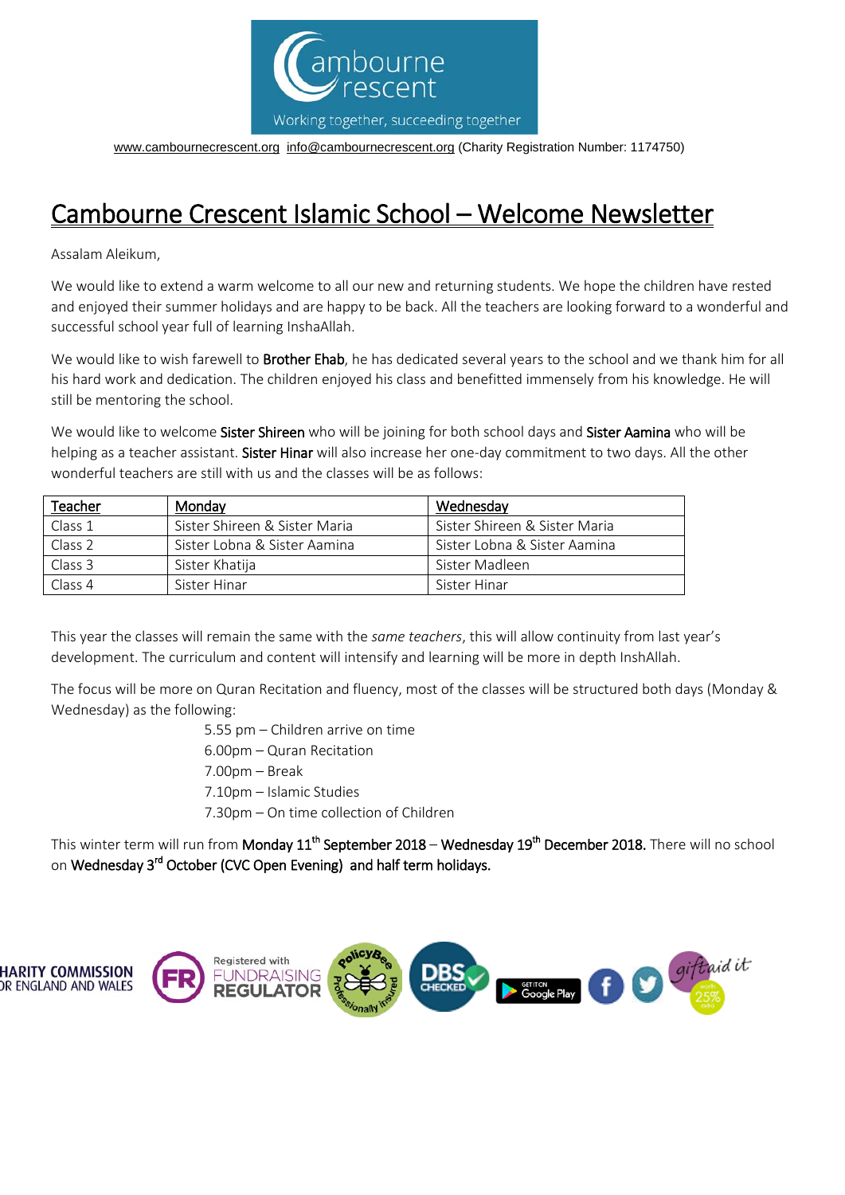www.cambournecrescent.org info@cambournecrescent.org (Charity Registration Number: 1174750)

# Cambourne Crescent Islamic School – Welcome Newsletter

Assalam Aleikum,

We would like to extend a warm welcome to all our new and returning students. We hope the children have rested and enjoyed their summer holidays and are happy to be back. All the teachers are looking forward to a wonderful and successful school year full of learning InshaAllah.

We would like to wish farewell to **Brother Ehab**, he has dedicated several years to the school and we thank him for all his hard work and dedication. The children enjoyed his class and benefitted immensely from his knowledge. He will still be mentoring the school.

We would like to welcome **Sister Shireen** who will be joining for both school days and **Sister Aamina** who will be helping as a teacher assistant. **Sister Hinar** will also increase her one-day commitment to two days. All the other wonderful teachers are still with us and the classes will be as follows:

| Teacher | Monday | Wednesday |
|---|---|---|
| Class 1 | Sister Shireen & Sister Maria | Sister Shireen & Sister Maria |
| Class 2 | Sister Lobna & Sister Aamina | Sister Lobna & Sister Aamina |
| Class 3 | Sister Khatija | Sister Madleen |
| Class 4 | Sister Hinar | Sister Hinar |

This year the classes will remain the same with the *same teachers*, this will allow continuity from last year's development. The curriculum and content will intensify and learning will be more in depth InshAllah.

The focus will be more on Quran Recitation and fluency, most of the classes will be structured both days (Monday & Wednesday) as the following:

5.55 pm – Children arrive on time
6.00pm – Quran Recitation
7.00pm – Break
7.10pm – Islamic Studies
7.30pm – On time collection of Children

This winter term will run from **Monday 11th September 2018** – **Wednesday 19th December 2018.** There will no school on **Wednesday 3rd October (CVC Open Evening) and half term holidays.**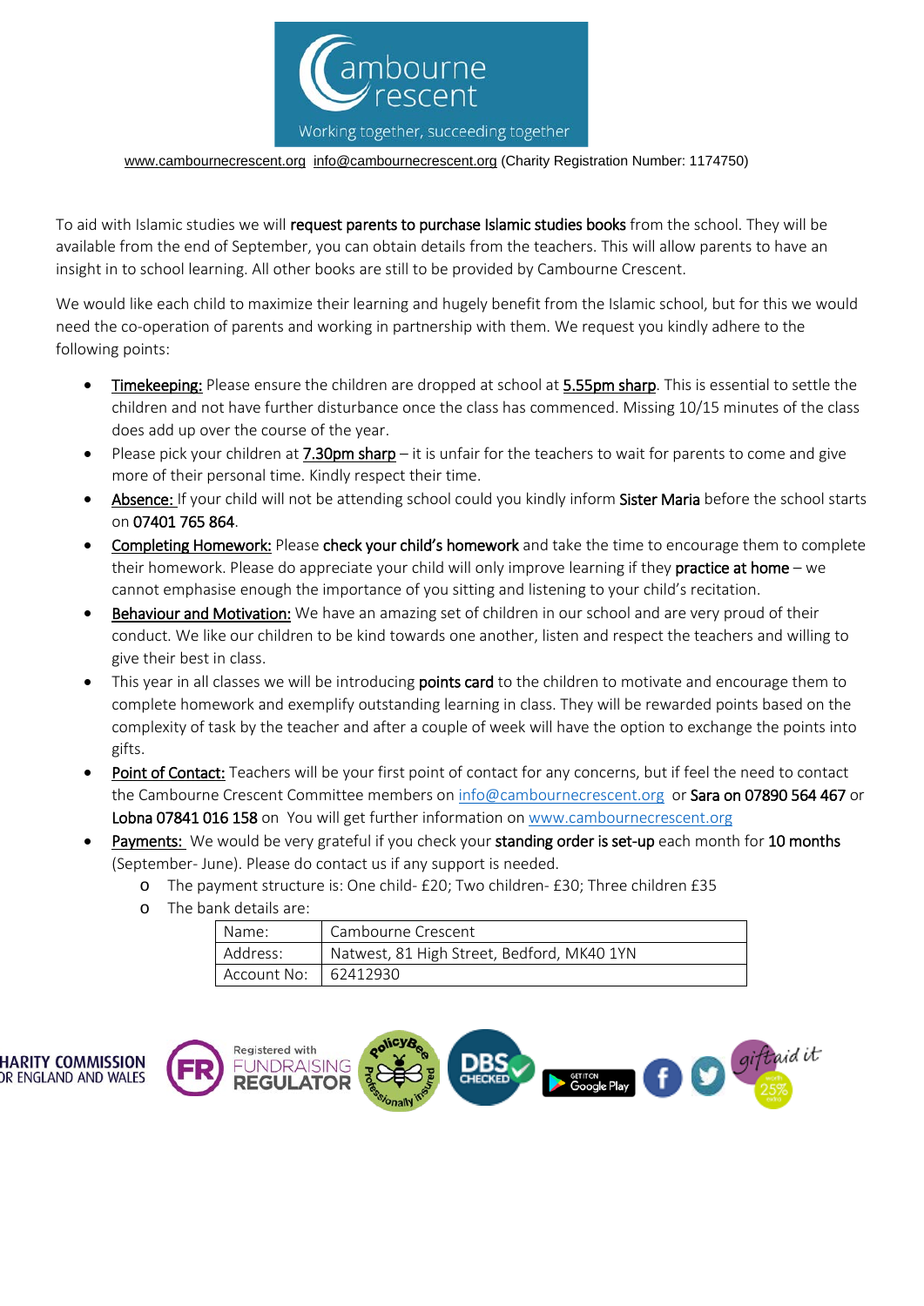www.cambournecrescent.org info@cambournecrescent.org (Charity Registration Number: 1174750)

To aid with Islamic studies we will **request parents to purchase Islamic studies books** from the school. They will be available from the end of September, you can obtain details from the teachers. This will allow parents to have an insight in to school learning. All other books are still to be provided by Cambourne Crescent.

We would like each child to maximize their learning and hugely benefit from the Islamic school, but for this we would need the co-operation of parents and working in partnership with them. We request you kindly adhere to the following points:

- Timekeeping: Please ensure the children are dropped at school at **5.55pm sharp**. This is essential to settle the children and not have further disturbance once the class has commenced. Missing 10/15 minutes of the class does add up over the course of the year.
- Please pick your children at **7.30pm sharp** – it is unfair for the teachers to wait for parents to come and give more of their personal time. Kindly respect their time.
- Absence: If your child will not be attending school could you kindly inform **Sister Maria** before the school starts on **07401 765 864**.
- Completing Homework: Please **check your child's homework** and take the time to encourage them to complete their homework. Please do appreciate your child will only improve learning if they **practice at home** – we cannot emphasise enough the importance of you sitting and listening to your child's recitation.
- Behaviour and Motivation: We have an amazing set of children in our school and are very proud of their conduct. We like our children to be kind towards one another, listen and respect the teachers and willing to give their best in class.
- This year in all classes we will be introducing **points card** to the children to motivate and encourage them to complete homework and exemplify outstanding learning in class. They will be rewarded points based on the complexity of task by the teacher and after a couple of week will have the option to exchange the points into gifts.
- Point of Contact: Teachers will be your first point of contact for any concerns, but if feel the need to contact the Cambourne Crescent Committee members on info@cambournecrescent.org or **Sara on 07890 564 467** or **Lobna 07841 016 158** on You will get further information on www.cambournecrescent.org
- Payments: We would be very grateful if you check your **standing order is set-up** each month for **10 months** (September- June). Please do contact us if any support is needed.
  - The payment structure is: One child- £20; Two children- £30; Three children £35
  - The bank details are:

| Name: | Cambourne Crescent |
|---|---|
| Address: | Natwest, 81 High Street, Bedford, MK40 1YN |
| Account No: | 62412930 |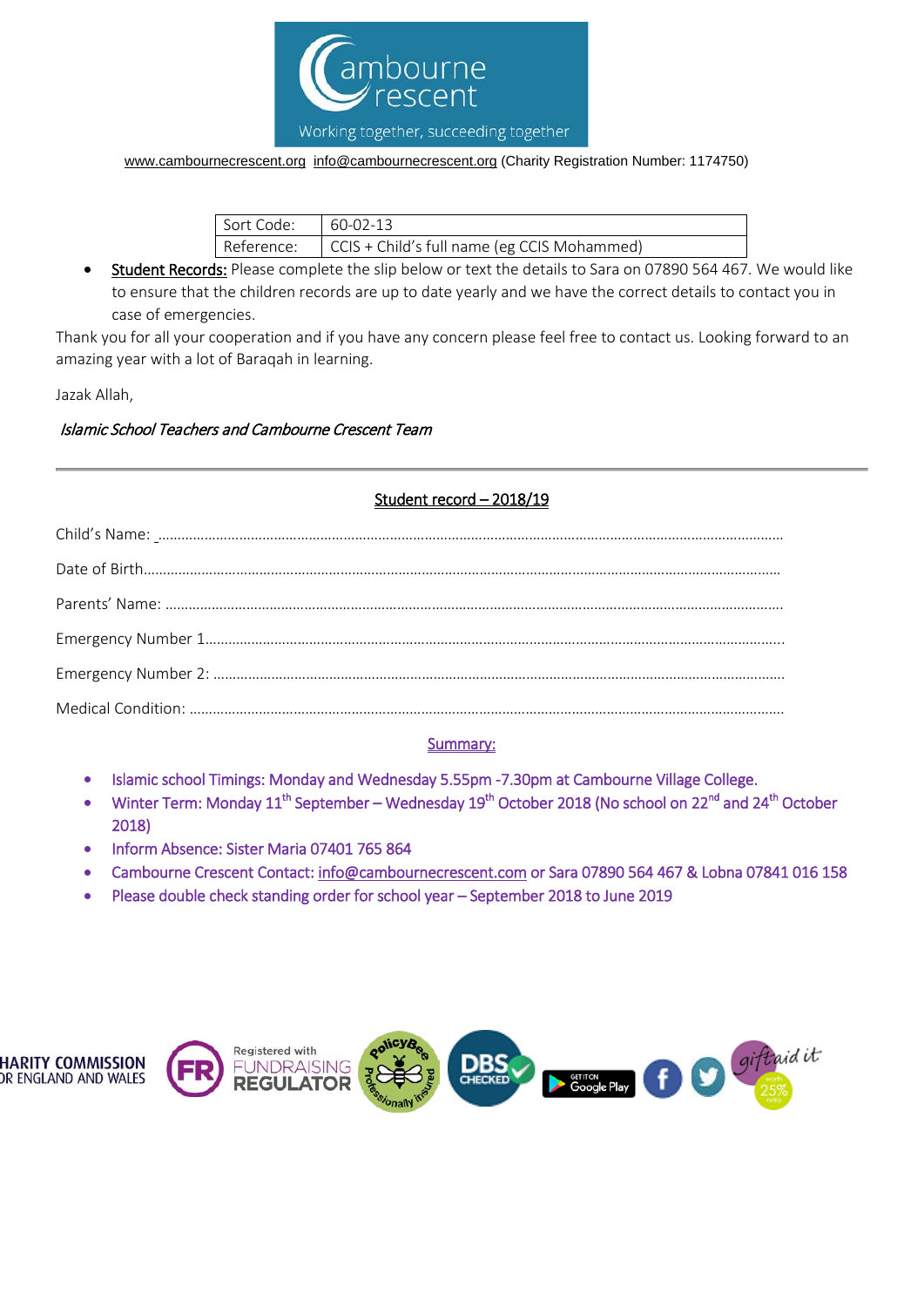Cambourne Crescent

Working together, succeeding together

www.cambournecrescent.org info@cambournecrescent.org (Charity Registration Number: 1174750)

| | |
|---|---|
| Sort Code: | 60-02-13 |
| Reference: | CCIS + Child's full name (eg CCIS Mohammed) |

- Student Records: Please complete the slip below or text the details to Sara on 07890 564 467. We would like to ensure that the children records are up to date yearly and we have the correct details to contact you in case of emergencies.

Thank you for all your cooperation and if you have any concern please feel free to contact us. Looking forward to an amazing year with a lot of Baraqah in learning.

Jazak Allah,

*Islamic School Teachers and Cambourne Crescent Team*

---

## Student record – 2018/19

Child's Name: ................................................................................................................................................

Date of Birth.................................................................................................................................................

Parents' Name: .............................................................................................................................................

Emergency Number 1....................................................................................................................................

Emergency Number 2: ...................................................................................................................................

Medical Condition: ........................................................................................................................................

## Summary:

- Islamic school Timings: Monday and Wednesday 5.55pm -7.30pm at Cambourne Village College.
- Winter Term: Monday 11th September – Wednesday 19th October 2018 (No school on 22nd and 24th October 2018)
- Inform Absence: Sister Maria 07401 765 864
- Cambourne Crescent Contact: info@cambournecrescent.com or Sara 07890 564 467 & Lobna 07841 016 158
- Please double check standing order for school year – September 2018 to June 2019

CHARITY COMMISSION FOR ENGLAND AND WALES

Registered with FUNDRAISING REGULATOR

PolicyBee Professionally Insured

DBS CHECKED

GET IT ON Google Play

giftaid it